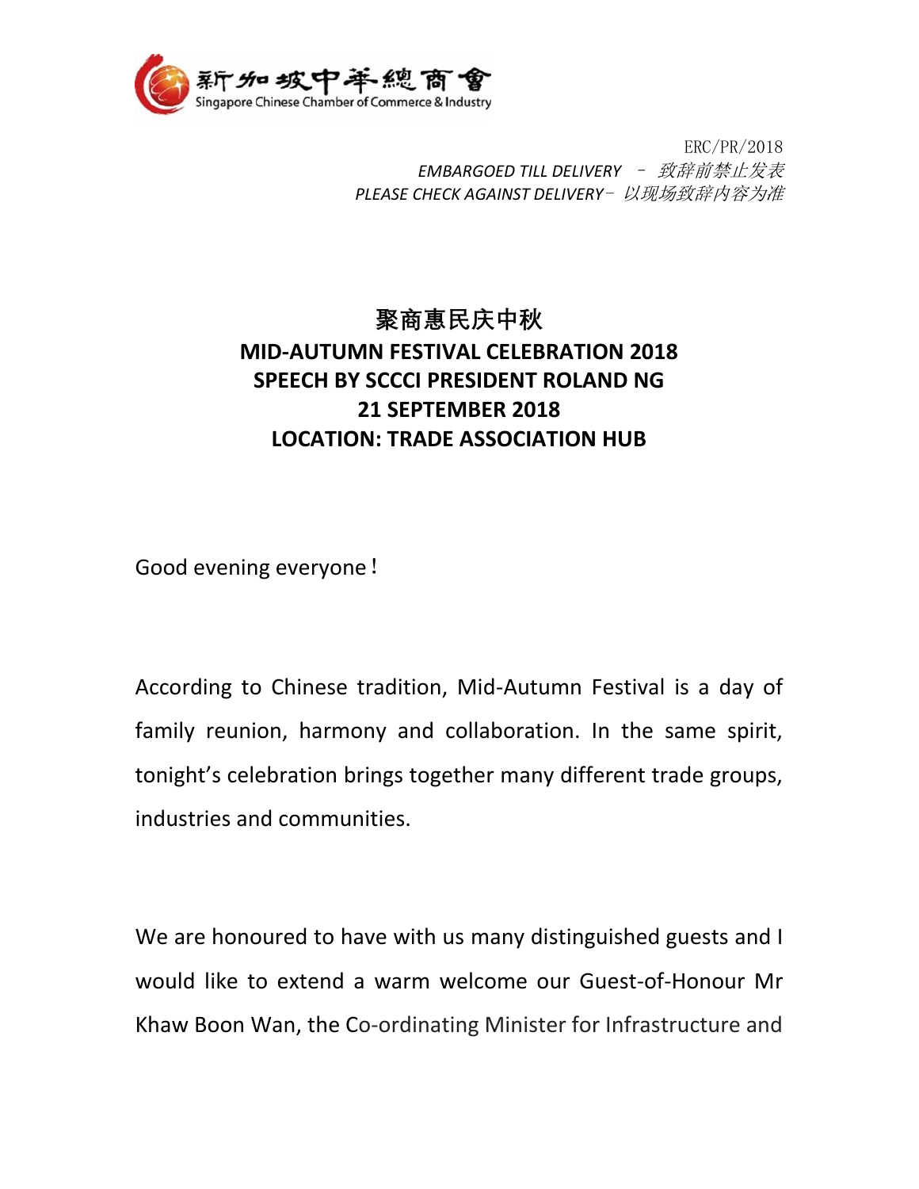新加坡中华总商会
Singapore Chinese Chamber of Commerce & Industry

ERC/PR/2018
*EMBARGOED TILL DELIVERY – 致辞前禁止发表*
*PLEASE CHECK AGAINST DELIVERY– 以现场致辞内容为准*

# 聚商惠民庆中秋
# MID-AUTUMN FESTIVAL CELEBRATION 2018
# SPEECH BY SCCCI PRESIDENT ROLAND NG
# 21 SEPTEMBER 2018
# LOCATION: TRADE ASSOCIATION HUB

Good evening everyone！

According to Chinese tradition, Mid-Autumn Festival is a day of family reunion, harmony and collaboration. In the same spirit, tonight's celebration brings together many different trade groups, industries and communities.

We are honoured to have with us many distinguished guests and I would like to extend a warm welcome our Guest-of-Honour Mr Khaw Boon Wan, the Co-ordinating Minister for Infrastructure and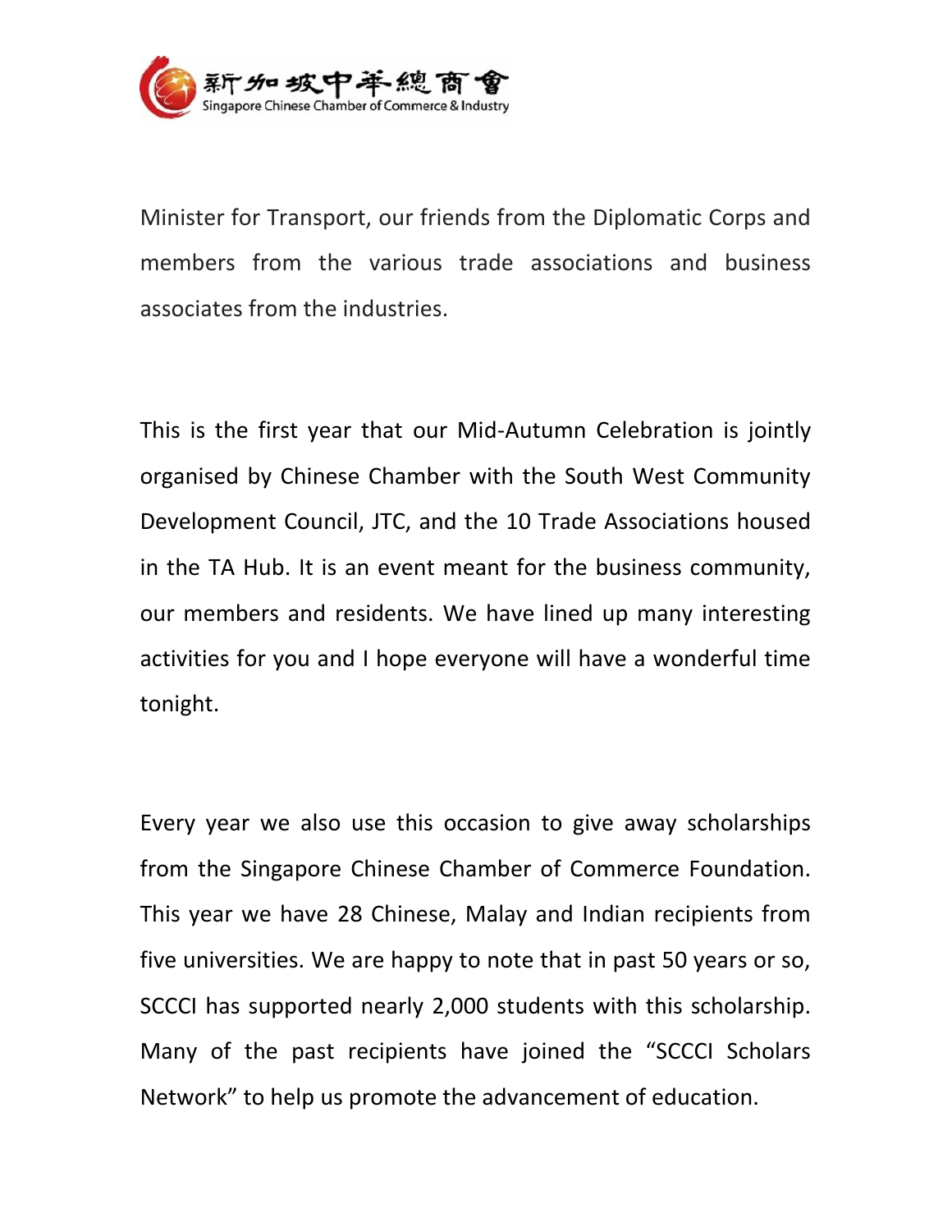Minister for Transport, our friends from the Diplomatic Corps and members from the various trade associations and business associates from the industries.

This is the first year that our Mid-Autumn Celebration is jointly organised by Chinese Chamber with the South West Community Development Council, JTC, and the 10 Trade Associations housed in the TA Hub. It is an event meant for the business community, our members and residents. We have lined up many interesting activities for you and I hope everyone will have a wonderful time tonight.

Every year we also use this occasion to give away scholarships from the Singapore Chinese Chamber of Commerce Foundation. This year we have 28 Chinese, Malay and Indian recipients from five universities. We are happy to note that in past 50 years or so, SCCCI has supported nearly 2,000 students with this scholarship. Many of the past recipients have joined the "SCCCI Scholars Network" to help us promote the advancement of education.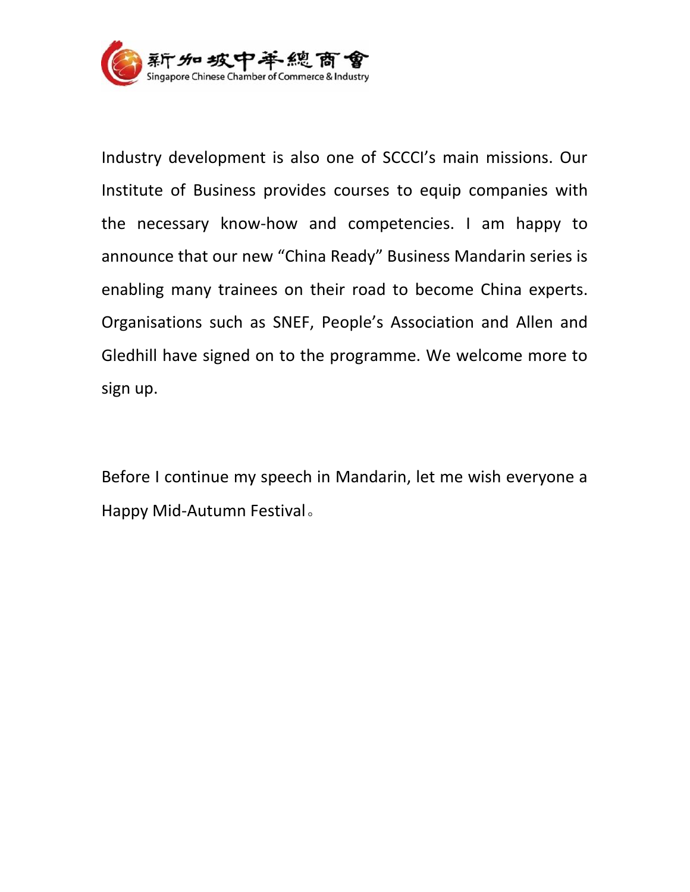Industry development is also one of SCCCI's main missions. Our Institute of Business provides courses to equip companies with the necessary know-how and competencies. I am happy to announce that our new "China Ready" Business Mandarin series is enabling many trainees on their road to become China experts. Organisations such as SNEF, People's Association and Allen and Gledhill have signed on to the programme. We welcome more to sign up.

Before I continue my speech in Mandarin, let me wish everyone a Happy Mid-Autumn Festival。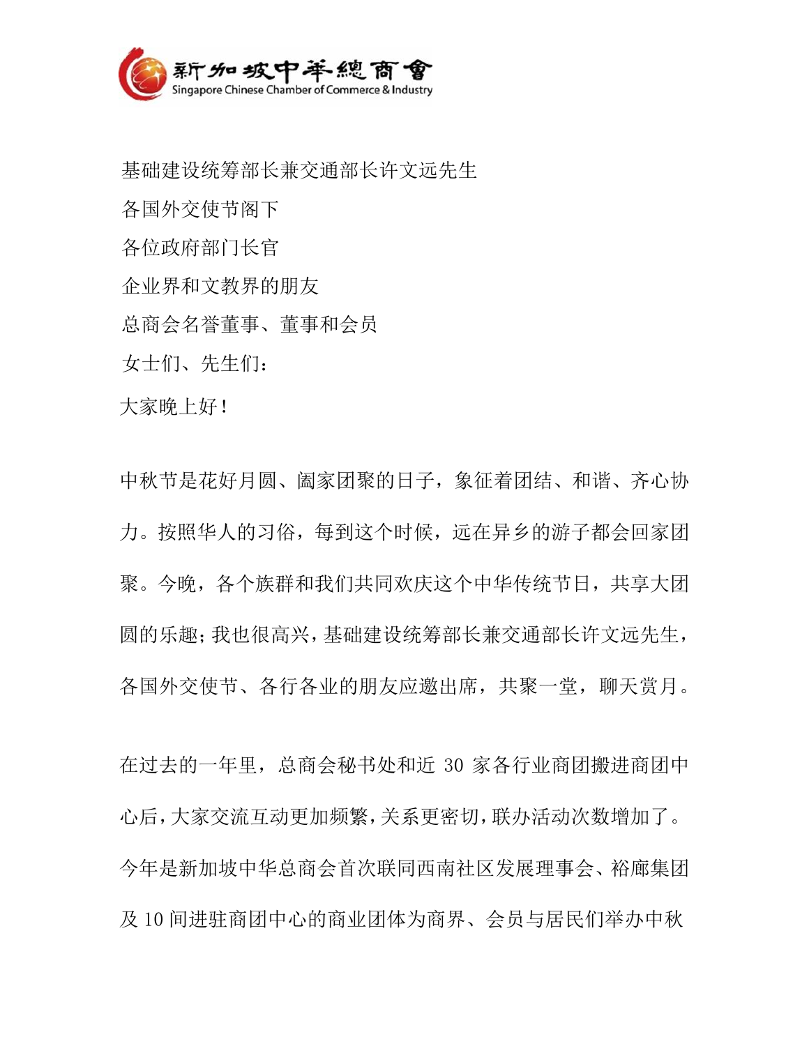基础建设统筹部长兼交通部长许文远先生
各国外交使节阁下
各位政府部门长官
企业界和文教界的朋友
总商会名誉董事、董事和会员
女士们、先生们：
大家晚上好！

中秋节是花好月圆、阖家团聚的日子，象征着团结、和谐、齐心协力。按照华人的习俗，每到这个时候，远在异乡的游子都会回家团聚。今晚，各个族群和我们共同欢庆这个中华传统节日，共享大团圆的乐趣；我也很高兴，基础建设统筹部长兼交通部长许文远先生，各国外交使节、各行各业的朋友应邀出席，共聚一堂，聊天赏月。

在过去的一年里，总商会秘书处和近 30 家各行业商团搬进商团中心后，大家交流互动更加频繁，关系更密切，联办活动次数增加了。今年是新加坡中华总商会首次联同西南社区发展理事会、裕廊集团及 10 间进驻商团中心的商业团体为商界、会员与居民们举办中秋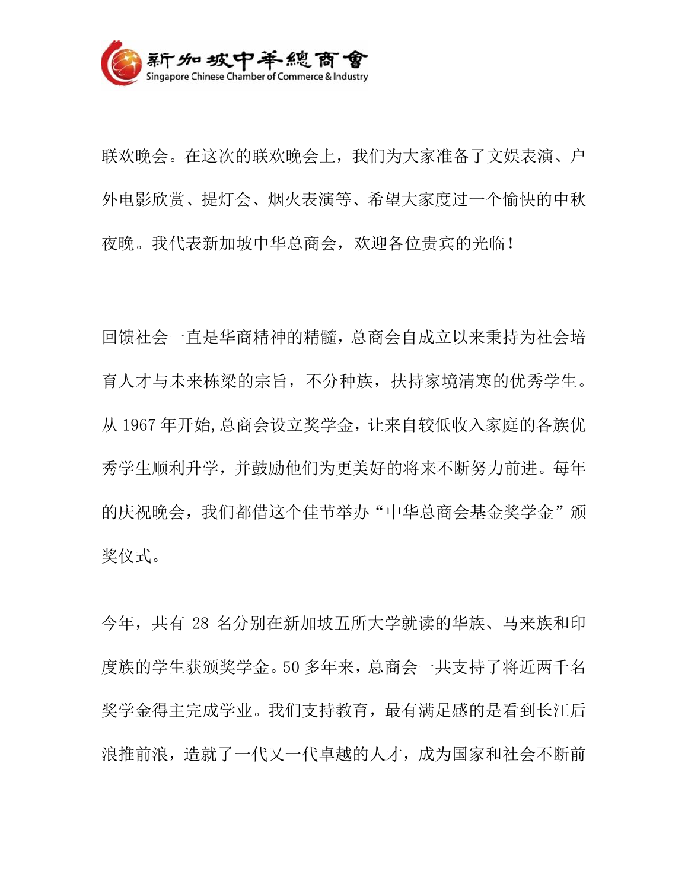联欢晚会。在这次的联欢晚会上，我们为大家准备了文娱表演、户外电影欣赏、提灯会、烟火表演等、希望大家度过一个愉快的中秋夜晚。我代表新加坡中华总商会，欢迎各位贵宾的光临！

回馈社会一直是华商精神的精髓，总商会自成立以来秉持为社会培育人才与未来栋梁的宗旨，不分种族，扶持家境清寒的优秀学生。从 1967 年开始,总商会设立奖学金，让来自较低收入家庭的各族优秀学生顺利升学，并鼓励他们为更美好的将来不断努力前进。每年的庆祝晚会，我们都借这个佳节举办“中华总商会基金奖学金”颁奖仪式。

今年，共有 28 名分别在新加坡五所大学就读的华族、马来族和印度族的学生获颁奖学金。50 多年来，总商会一共支持了将近两千名奖学金得主完成学业。我们支持教育，最有满足感的是看到长江后浪推前浪，造就了一代又一代卓越的人才，成为国家和社会不断前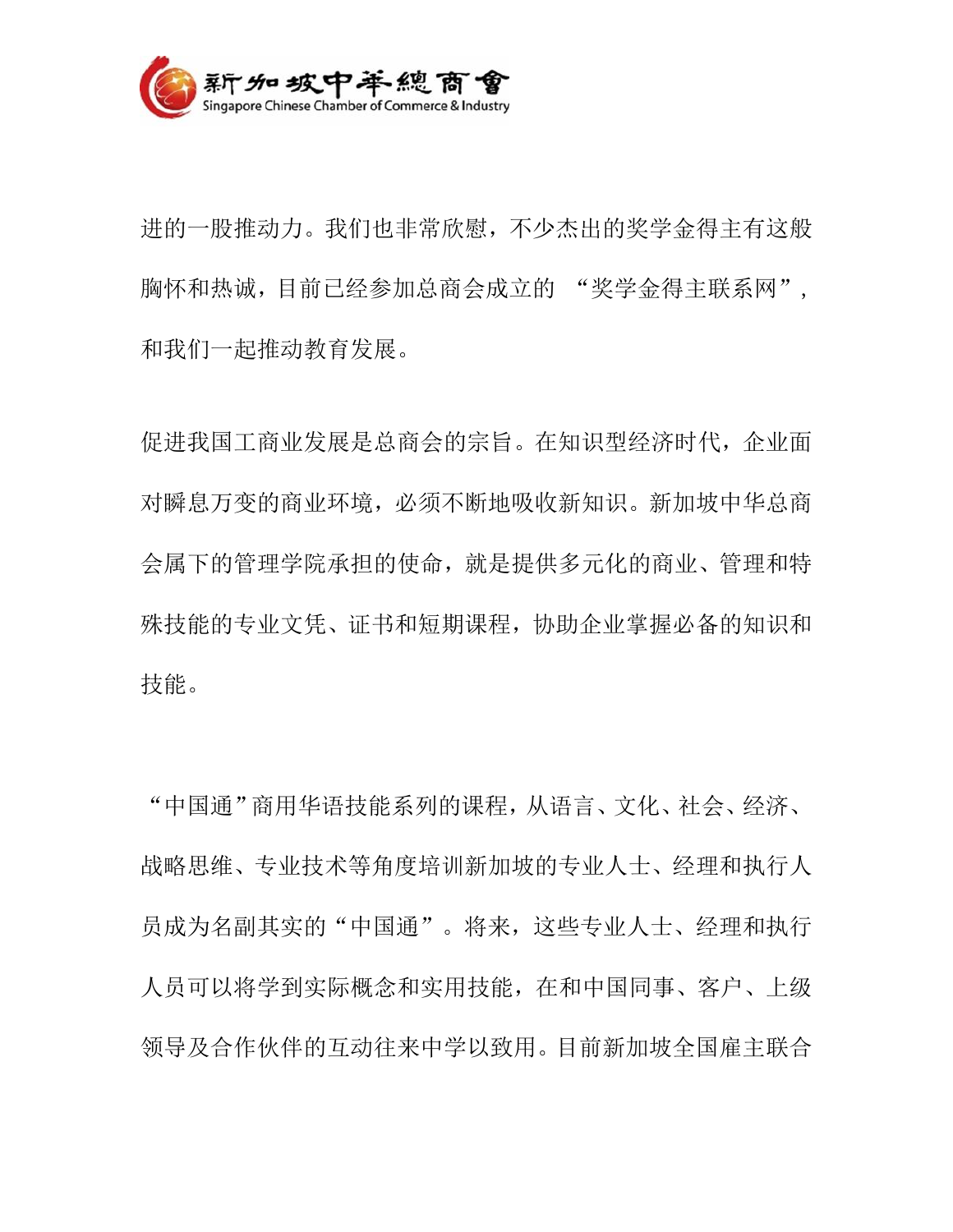进的一股推动力。我们也非常欣慰，不少杰出的奖学金得主有这般胸怀和热诚，目前已经参加总商会成立的 “奖学金得主联系网”，和我们一起推动教育发展。

促进我国工商业发展是总商会的宗旨。在知识型经济时代，企业面对瞬息万变的商业环境，必须不断地吸收新知识。新加坡中华总商会属下的管理学院承担的使命，就是提供多元化的商业、管理和特殊技能的专业文凭、证书和短期课程，协助企业掌握必备的知识和技能。

“中国通”商用华语技能系列的课程，从语言、文化、社会、经济、战略思维、专业技术等角度培训新加坡的专业人士、经理和执行人员成为名副其实的“中国通”。将来，这些专业人士、经理和执行人员可以将学到实际概念和实用技能，在和中国同事、客户、上级领导及合作伙伴的互动往来中学以致用。目前新加坡全国雇主联合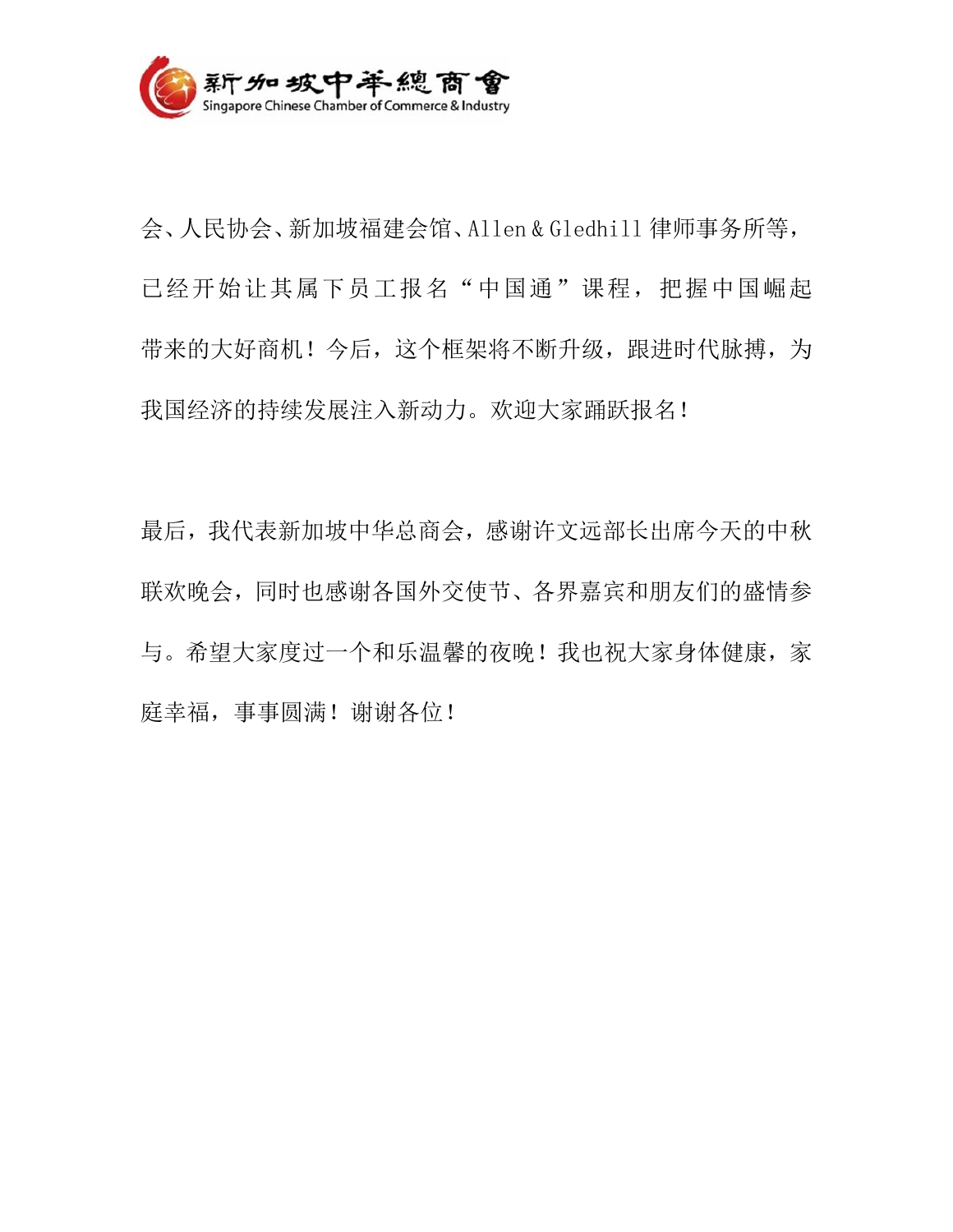会、人民协会、新加坡福建会馆、Allen & Gledhill 律师事务所等，已经开始让其属下员工报名“中国通”课程，把握中国崛起带来的大好商机！今后，这个框架将不断升级，跟进时代脉搏，为我国经济的持续发展注入新动力。欢迎大家踊跃报名！

最后，我代表新加坡中华总商会，感谢许文远部长出席今天的中秋联欢晚会，同时也感谢各国外交使节、各界嘉宾和朋友们的盛情参与。希望大家度过一个和乐温馨的夜晚！我也祝大家身体健康，家庭幸福，事事圆满！谢谢各位！